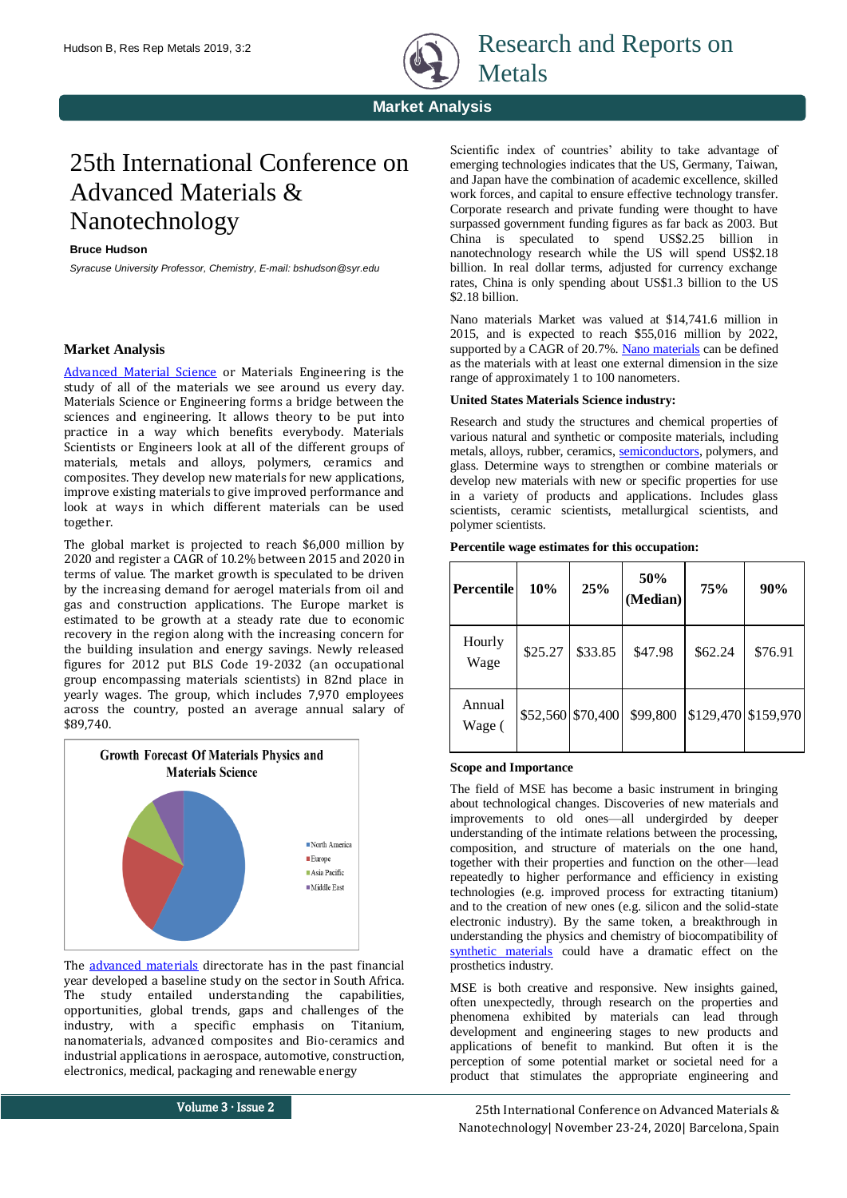# 25th International Conference on Advanced Materials & Nanotechnology

**Bruce Hudson**

*Syracuse University Professor, Chemistry, E-mail: bshudson@syr.edu*

## Market Analysis

Advanced Material Science or Materials Engineering is the study of all of the materials we see around us every day. Materials Science or Engineering forms a bridge between the sciences and engineering. It allows theory to be put into practice in a way which benefits everybody. Materials Scientists or Engineers look at all of the different groups of materials, metals and alloys, polymers, ceramics and composites. They develop new materials for new applications, improve existing materials to give improved performance and look at ways in which different materials can be used together.

The global market is projected to reach $6,000 million by 2020 and register a CAGR of 10.2% between 2015 and 2020 in terms of value. The market growth is speculated to be driven by the increasing demand for aerogel materials from oil and gas and construction applications. The Europe market is estimated to be growth at a steady rate due to economic recovery in the region along with the increasing concern for the building insulation and energy savings. Newly released figures for 2012 put BLS Code 19-2032 (an occupational group encompassing materials scientists) in 82nd place in yearly wages. The group, which includes 7,970 employees across the country, posted an average annual salary of $89,740.

Growth Forecast Of Materials Physics and Materials Science

North America, Europe, Asia Pacific, Middle East

The advanced materials directorate has in the past financial year developed a baseline study on the sector in South Africa. The study entailed understanding the capabilities, opportunities, global trends, gaps and challenges of the industry, with a specific emphasis on Titanium, nanomaterials, advanced composites and Bio-ceramics and industrial applications in aerospace, automotive, construction, electronics, medical, packaging and renewable energy

Scientific index of countries' ability to take advantage of emerging technologies indicates that the US, Germany, Taiwan, and Japan have the combination of academic excellence, skilled work forces, and capital to ensure effective technology transfer. Corporate research and private funding were thought to have surpassed government funding figures as far back as 2003. But China is speculated to spend US$2.25 billion in nanotechnology research while the US will spend US$2.18 billion. In real dollar terms, adjusted for currency exchange rates, China is only spending about US$1.3 billion to the US $2.18 billion.

Nano materials Market was valued at $14,741.6 million in 2015, and is expected to reach $55,016 million by 2022, supported by a CAGR of 20.7%. Nano materials can be defined as the materials with at least one external dimension in the size range of approximately 1 to 100 nanometers.

**United States Materials Science industry:**

Research and study the structures and chemical properties of various natural and synthetic or composite materials, including metals, alloys, rubber, ceramics, semiconductors, polymers, and glass. Determine ways to strengthen or combine materials or develop new materials with new or specific properties for use in a variety of products and applications. Includes glass scientists, ceramic scientists, metallurgical scientists, and polymer scientists.

**Percentile wage estimates for this occupation:**

| Percentile | 10% | 25% | 50% (Median) | 75% | 90% |
|---|---|---|---|---|---|
| Hourly Wage | $25.27 | $33.85 | $47.98 | $62.24 | $76.91 |
| Annual Wage ( | $52,560 | $70,400 | $99,800 | $129,470 | $159,970 |

**Scope and Importance**

The field of MSE has become a basic instrument in bringing about technological changes. Discoveries of new materials and improvements to old ones—all undergirded by deeper understanding of the intimate relations between the processing, composition, and structure of materials on the one hand, together with their properties and function on the other—lead repeatedly to higher performance and efficiency in existing technologies (e.g. improved process for extracting titanium) and to the creation of new ones (e.g. silicon and the solid-state electronic industry). By the same token, a breakthrough in understanding the physics and chemistry of biocompatibility of synthetic materials could have a dramatic effect on the prosthetics industry.

MSE is both creative and responsive. New insights gained, often unexpectedly, through research on the properties and phenomena exhibited by materials can lead through development and engineering stages to new products and applications of benefit to mankind. But often it is the perception of some potential market or societal need for a product that stimulates the appropriate engineering and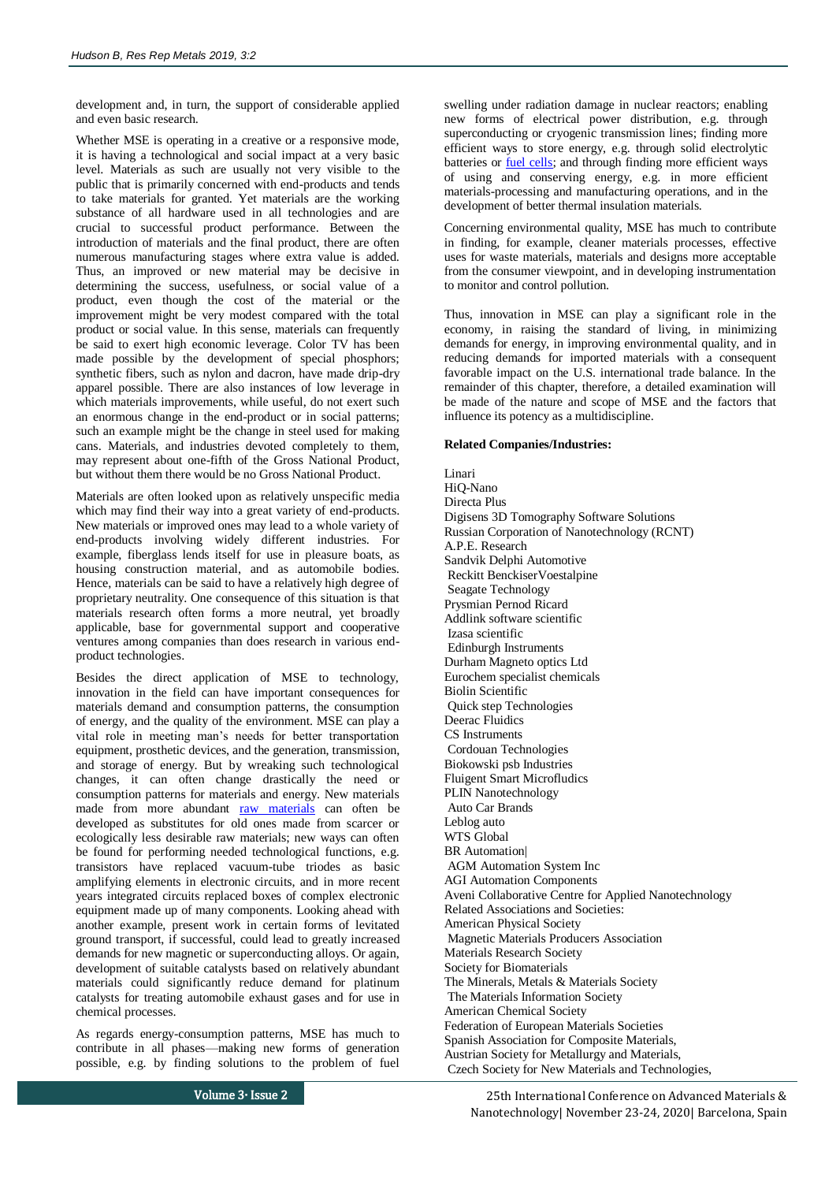development and, in turn, the support of considerable applied and even basic research.

Whether MSE is operating in a creative or a responsive mode, it is having a technological and social impact at a very basic level. Materials as such are usually not very visible to the public that is primarily concerned with end-products and tends to take materials for granted. Yet materials are the working substance of all hardware used in all technologies and are crucial to successful product performance. Between the introduction of materials and the final product, there are often numerous manufacturing stages where extra value is added. Thus, an improved or new material may be decisive in determining the success, usefulness, or social value of a product, even though the cost of the material or the improvement might be very modest compared with the total product or social value. In this sense, materials can frequently be said to exert high economic leverage. Color TV has been made possible by the development of special phosphors; synthetic fibers, such as nylon and dacron, have made drip-dry apparel possible. There are also instances of low leverage in which materials improvements, while useful, do not exert such an enormous change in the end-product or in social patterns; such an example might be the change in steel used for making cans. Materials, and industries devoted completely to them, may represent about one-fifth of the Gross National Product, but without them there would be no Gross National Product.

Materials are often looked upon as relatively unspecific media which may find their way into a great variety of end-products. New materials or improved ones may lead to a whole variety of end-products involving widely different industries. For example, fiberglass lends itself for use in pleasure boats, as housing construction material, and as automobile bodies. Hence, materials can be said to have a relatively high degree of proprietary neutrality. One consequence of this situation is that materials research often forms a more neutral, yet broadly applicable, base for governmental support and cooperative ventures among companies than does research in various end-product technologies.

Besides the direct application of MSE to technology, innovation in the field can have important consequences for materials demand and consumption patterns, the consumption of energy, and the quality of the environment. MSE can play a vital role in meeting man's needs for better transportation equipment, prosthetic devices, and the generation, transmission, and storage of energy. But by wreaking such technological changes, it can often change drastically the need or consumption patterns for materials and energy. New materials made from more abundant raw materials can often be developed as substitutes for old ones made from scarcer or ecologically less desirable raw materials; new ways can often be found for performing needed technological functions, e.g. transistors have replaced vacuum-tube triodes as basic amplifying elements in electronic circuits, and in more recent years integrated circuits replaced boxes of complex electronic equipment made up of many components. Looking ahead with another example, present work in certain forms of levitated ground transport, if successful, could lead to greatly increased demands for new magnetic or superconducting alloys. Or again, development of suitable catalysts based on relatively abundant materials could significantly reduce demand for platinum catalysts for treating automobile exhaust gases and for use in chemical processes.

As regards energy-consumption patterns, MSE has much to contribute in all phases—making new forms of generation possible, e.g. by finding solutions to the problem of fuel swelling under radiation damage in nuclear reactors; enabling new forms of electrical power distribution, e.g. through superconducting or cryogenic transmission lines; finding more efficient ways to store energy, e.g. through solid electrolytic batteries or fuel cells; and through finding more efficient ways of using and conserving energy, e.g. in more efficient materials-processing and manufacturing operations, and in the development of better thermal insulation materials.

Concerning environmental quality, MSE has much to contribute in finding, for example, cleaner materials processes, effective uses for waste materials, materials and designs more acceptable from the consumer viewpoint, and in developing instrumentation to monitor and control pollution.

Thus, innovation in MSE can play a significant role in the economy, in raising the standard of living, in minimizing demands for energy, in improving environmental quality, and in reducing demands for imported materials with a consequent favorable impact on the U.S. international trade balance. In the remainder of this chapter, therefore, a detailed examination will be made of the nature and scope of MSE and the factors that influence its potency as a multidiscipline.

**Related Companies/Industries:**

Linari
HiQ-Nano
Directa Plus
Digisens 3D Tomography Software Solutions
Russian Corporation of Nanotechnology (RCNT)
A.P.E. Research
Sandvik Delphi Automotive
Reckitt BenckiserVoestalpine
Seagate Technology
Prysmian Pernod Ricard
Addlink software scientific
Izasa scientific
Edinburgh Instruments
Durham Magneto optics Ltd
Eurochem specialist chemicals
Biolin Scientific
Quick step Technologies
Deerac Fluidics
CS Instruments
Cordouan Technologies
Biokowski psb Industries
Fluigent Smart Microfludics
PLIN Nanotechnology
Auto Car Brands
Leblog auto
WTS Global
BR Automation|
AGM Automation System Inc
AGI Automation Components
Aveni Collaborative Centre for Applied Nanotechnology
Related Associations and Societies:
American Physical Society
Magnetic Materials Producers Association
Materials Research Society
Society for Biomaterials
The Minerals, Metals & Materials Society
The Materials Information Society
American Chemical Society
Federation of European Materials Societies
Spanish Association for Composite Materials,
Austrian Society for Metallurgy and Materials,
Czech Society for New Materials and Technologies,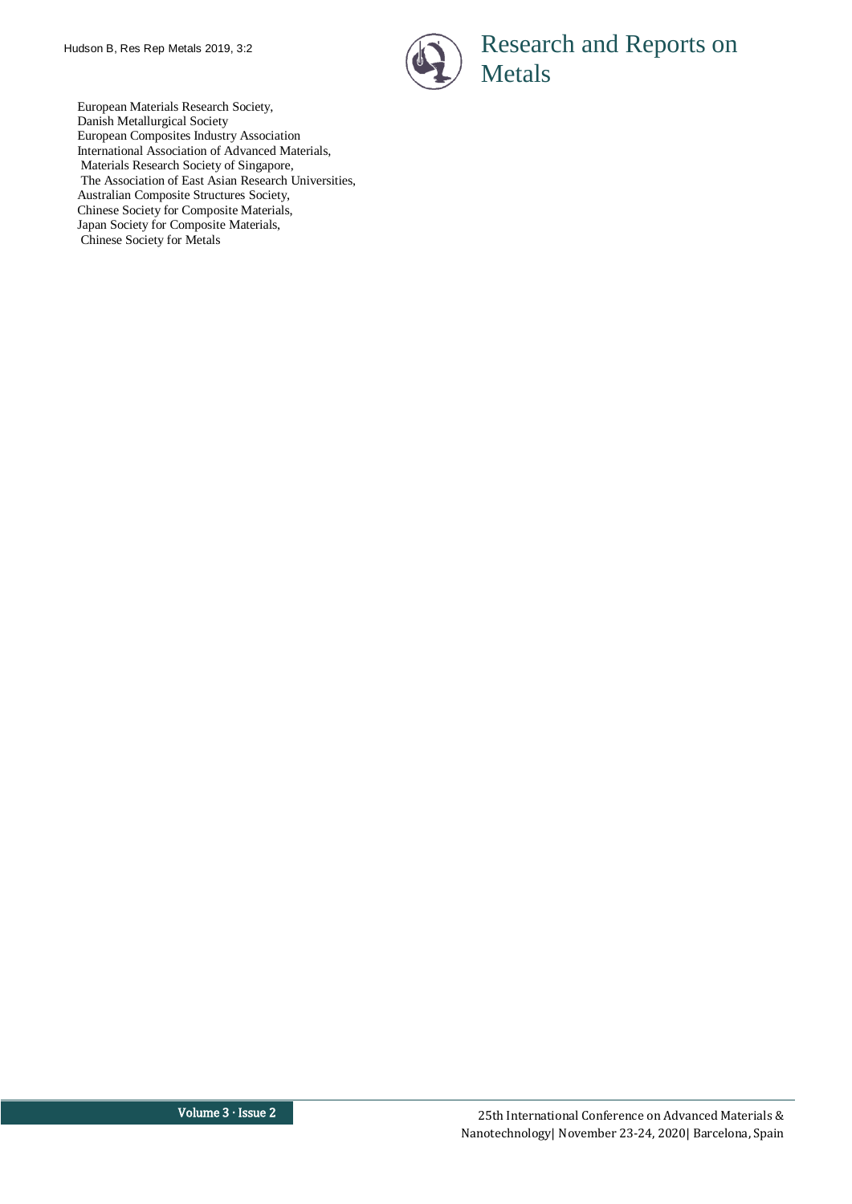European Materials Research Society,
Danish Metallurgical Society
European Composites Industry Association
International Association of Advanced Materials,
Materials Research Society of Singapore,
The Association of East Asian Research Universities,
Australian Composite Structures Society,
Chinese Society for Composite Materials,
Japan Society for Composite Materials,
Chinese Society for Metals